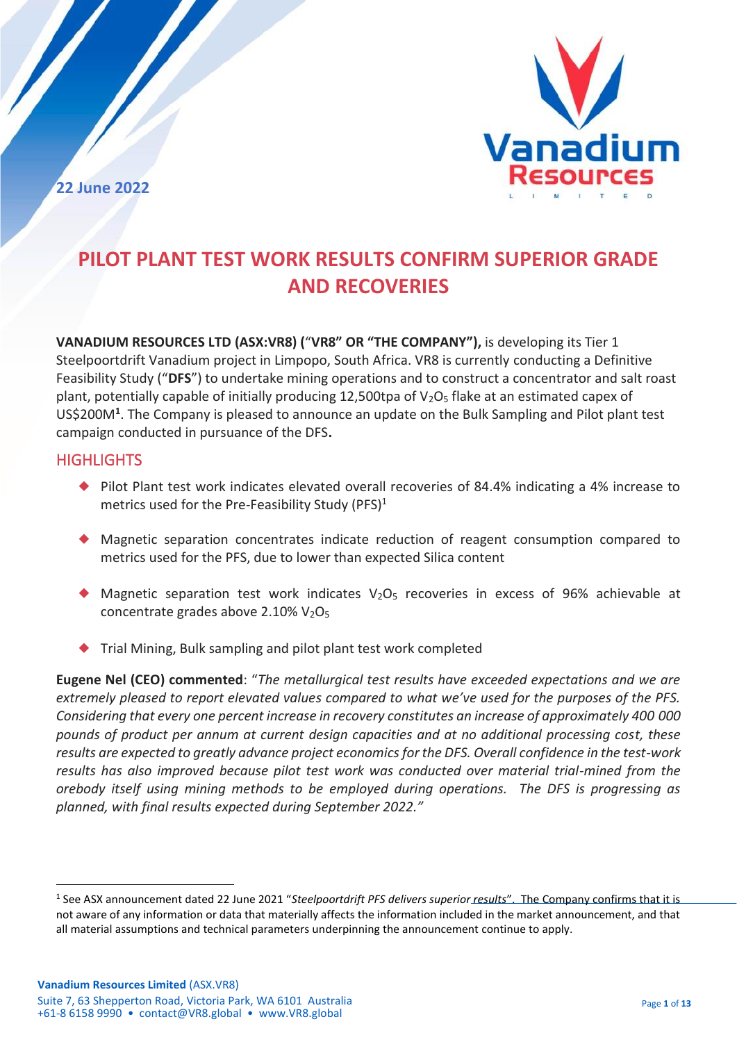22 June 2022

# PILOT PLANT TEST WORK RESULTS CONFIRM SUPERIOR GRADE AND RECOVERIES

**VANADIUM RESOURCES LTD (ASX:VR8) ("VR8" OR "THE COMPANY"),** is developing its Tier 1 Steelpoortdrift Vanadium project in Limpopo, South Africa. VR8 is currently conducting a Definitive Feasibility Study ("**DFS**") to undertake mining operations and to construct a concentrator and salt roast plant, potentially capable of initially producing 12,500tpa of $V_2O_5$ flake at an estimated capex of US$200M[1]. The Company is pleased to announce an update on the Bulk Sampling and Pilot plant test campaign conducted in pursuance of the DFS**.**

## HIGHLIGHTS

- Pilot Plant test work indicates elevated overall recoveries of 84.4% indicating a 4% increase to metrics used for the Pre-Feasibility Study (PFS)[1]
- Magnetic separation concentrates indicate reduction of reagent consumption compared to metrics used for the PFS, due to lower than expected Silica content
- Magnetic separation test work indicates $V_2O_5$ recoveries in excess of 96% achievable at concentrate grades above 2.10% $V_2O_5$
- Trial Mining, Bulk sampling and pilot plant test work completed

**Eugene Nel (CEO) commented**: "*The metallurgical test results have exceeded expectations and we are extremely pleased to report elevated values compared to what we've used for the purposes of the PFS. Considering that every one percent increase in recovery constitutes an increase of approximately 400 000 pounds of product per annum at current design capacities and at no additional processing cost, these results are expected to greatly advance project economics for the DFS. Overall confidence in the test-work results has also improved because pilot test work was conducted over material trial-mined from the orebody itself using mining methods to be employed during operations. The DFS is progressing as planned, with final results expected during September 2022.*"

---

[1] See ASX announcement dated 22 June 2021 "*Steelpoortdrift PFS delivers superior results*". The Company confirms that it is not aware of any information or data that materially affects the information included in the market announcement, and that all material assumptions and technical parameters underpinning the announcement continue to apply.

**Vanadium Resources Limited** (ASX.VR8)
Suite 7, 63 Shepperton Road, Victoria Park, WA 6101 Australia
+61-8 6158 9990 • contact@VR8.global • www.VR8.global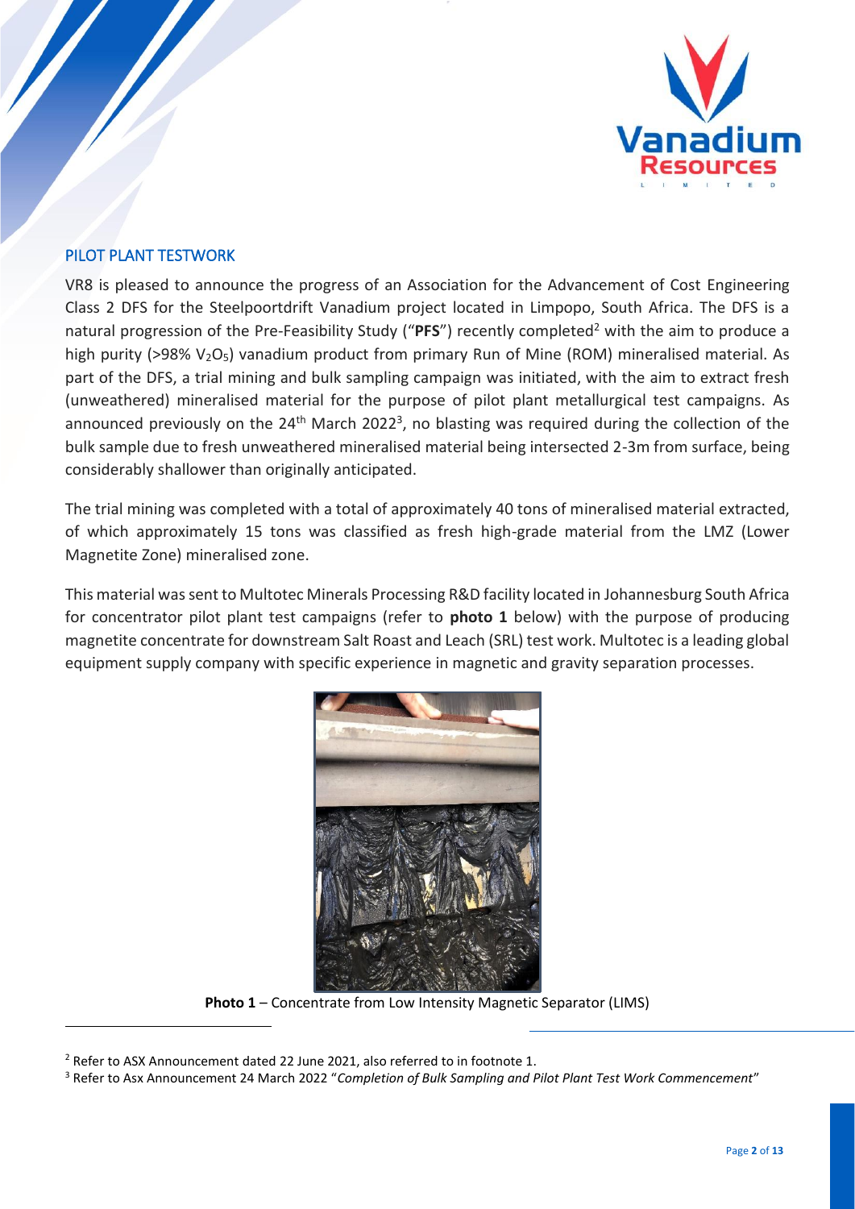## PILOT PLANT TESTWORK

VR8 is pleased to announce the progress of an Association for the Advancement of Cost Engineering Class 2 DFS for the Steelpoortdrift Vanadium project located in Limpopo, South Africa. The DFS is a natural progression of the Pre-Feasibility Study ("**PFS**") recently completed[2] with the aim to produce a high purity (>98% $V_2O_5$) vanadium product from primary Run of Mine (ROM) mineralised material. As part of the DFS, a trial mining and bulk sampling campaign was initiated, with the aim to extract fresh (unweathered) mineralised material for the purpose of pilot plant metallurgical test campaigns. As announced previously on the 24th March 2022[3], no blasting was required during the collection of the bulk sample due to fresh unweathered mineralised material being intersected 2-3m from surface, being considerably shallower than originally anticipated.

The trial mining was completed with a total of approximately 40 tons of mineralised material extracted, of which approximately 15 tons was classified as fresh high-grade material from the LMZ (Lower Magnetite Zone) mineralised zone.

This material was sent to Multotec Minerals Processing R&D facility located in Johannesburg South Africa for concentrator pilot plant test campaigns (refer to **photo 1** below) with the purpose of producing magnetite concentrate for downstream Salt Roast and Leach (SRL) test work. Multotec is a leading global equipment supply company with specific experience in magnetic and gravity separation processes.

**Photo 1** – Concentrate from Low Intensity Magnetic Separator (LIMS)

[2] Refer to ASX Announcement dated 22 June 2021, also referred to in footnote 1.

[3] Refer to Asx Announcement 24 March 2022 "*Completion of Bulk Sampling and Pilot Plant Test Work Commencement*"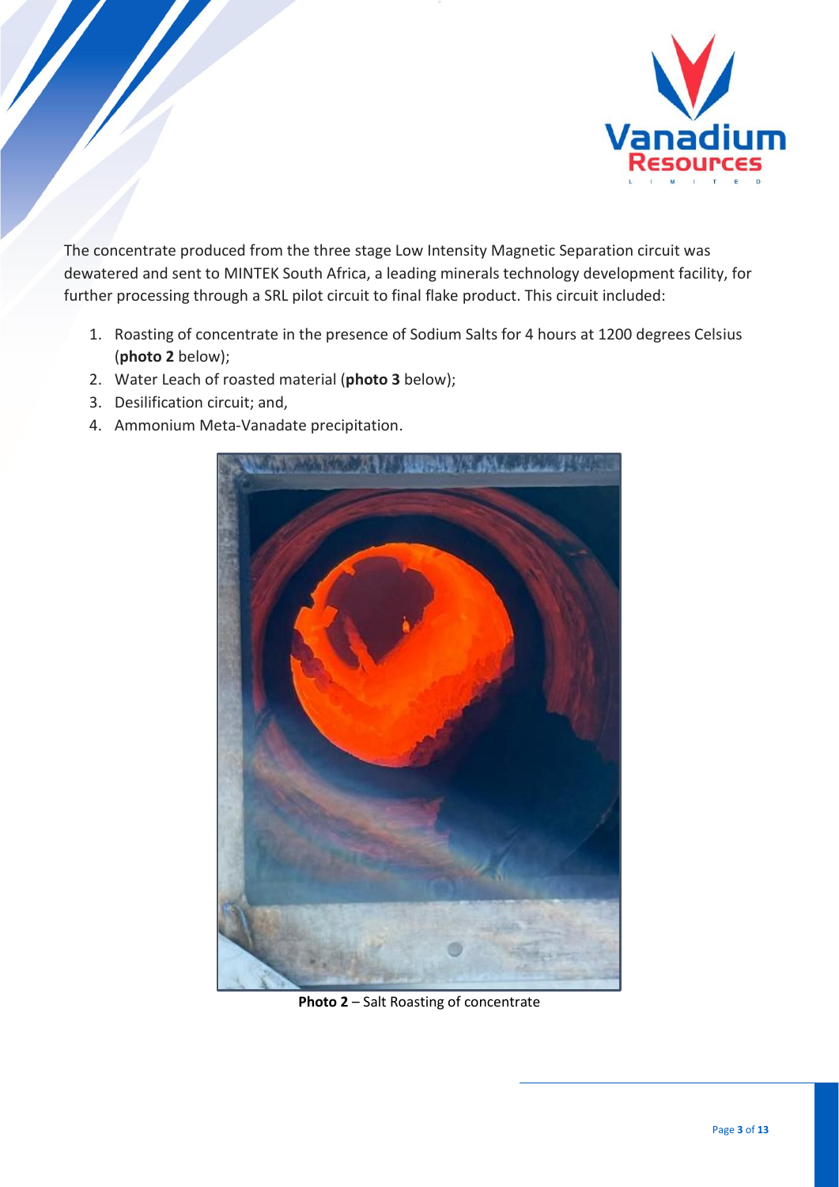The concentrate produced from the three stage Low Intensity Magnetic Separation circuit was dewatered and sent to MINTEK South Africa, a leading minerals technology development facility, for further processing through a SRL pilot circuit to final flake product. This circuit included:

1. Roasting of concentrate in the presence of Sodium Salts for 4 hours at 1200 degrees Celsius (**photo 2** below);
2. Water Leach of roasted material (**photo 3** below);
3. Desilification circuit; and,
4. Ammonium Meta-Vanadate precipitation.

**Photo 2** – Salt Roasting of concentrate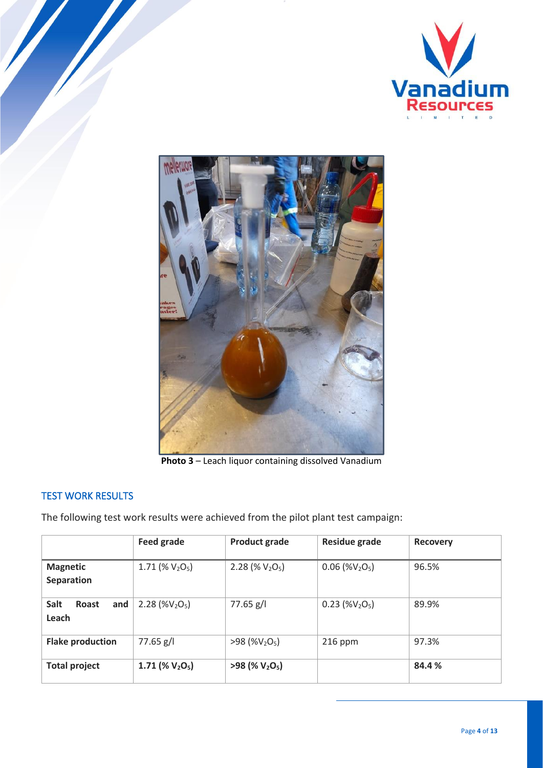**Photo 3** – Leach liquor containing dissolved Vanadium

## TEST WORK RESULTS

The following test work results were achieved from the pilot plant test campaign:

| | Feed grade | Product grade | Residue grade | Recovery |
|---|---|---|---|---|
| **Magnetic Separation** | 1.71 (% $V_2O_5$) | 2.28 (% $V_2O_5$) | 0.06 (%$V_2O_5$) | 96.5% |
| **Salt Roast and Leach** | 2.28 (%$V_2O_5$) | 77.65 g/l | 0.23 (%$V_2O_5$) | 89.9% |
| **Flake production** | 77.65 g/l | >98 (%$V_2O_5$) | 216 ppm | 97.3% |
| **Total project** | **1.71 (% $V_2O_5$)** | **>98 (% $V_2O_5$)** | | **84.4 %** |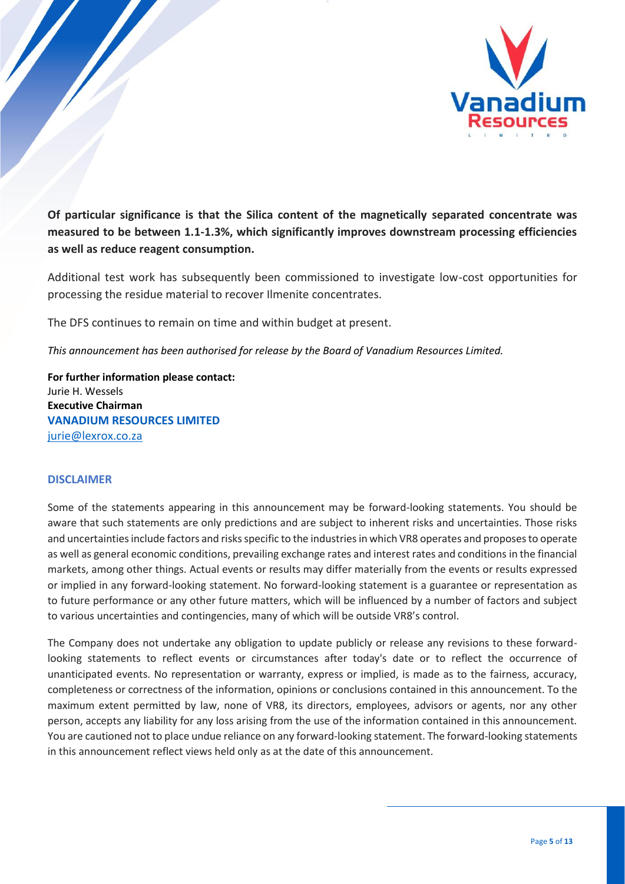**Of particular significance is that the Silica content of the magnetically separated concentrate was measured to be between 1.1-1.3%, which significantly improves downstream processing efficiencies as well as reduce reagent consumption.**

Additional test work has subsequently been commissioned to investigate low-cost opportunities for processing the residue material to recover Ilmenite concentrates.

The DFS continues to remain on time and within budget at present.

*This announcement has been authorised for release by the Board of Vanadium Resources Limited.*

**For further information please contact:**
Jurie H. Wessels
**Executive Chairman**
**VANADIUM RESOURCES LIMITED**
jurie@lexrox.co.za

## DISCLAIMER

Some of the statements appearing in this announcement may be forward-looking statements. You should be aware that such statements are only predictions and are subject to inherent risks and uncertainties. Those risks and uncertainties include factors and risks specific to the industries in which VR8 operates and proposes to operate as well as general economic conditions, prevailing exchange rates and interest rates and conditions in the financial markets, among other things. Actual events or results may differ materially from the events or results expressed or implied in any forward-looking statement. No forward-looking statement is a guarantee or representation as to future performance or any other future matters, which will be influenced by a number of factors and subject to various uncertainties and contingencies, many of which will be outside VR8's control.

The Company does not undertake any obligation to update publicly or release any revisions to these forward-looking statements to reflect events or circumstances after today's date or to reflect the occurrence of unanticipated events. No representation or warranty, express or implied, is made as to the fairness, accuracy, completeness or correctness of the information, opinions or conclusions contained in this announcement. To the maximum extent permitted by law, none of VR8, its directors, employees, advisors or agents, nor any other person, accepts any liability for any loss arising from the use of the information contained in this announcement. You are cautioned not to place undue reliance on any forward-looking statement. The forward-looking statements in this announcement reflect views held only as at the date of this announcement.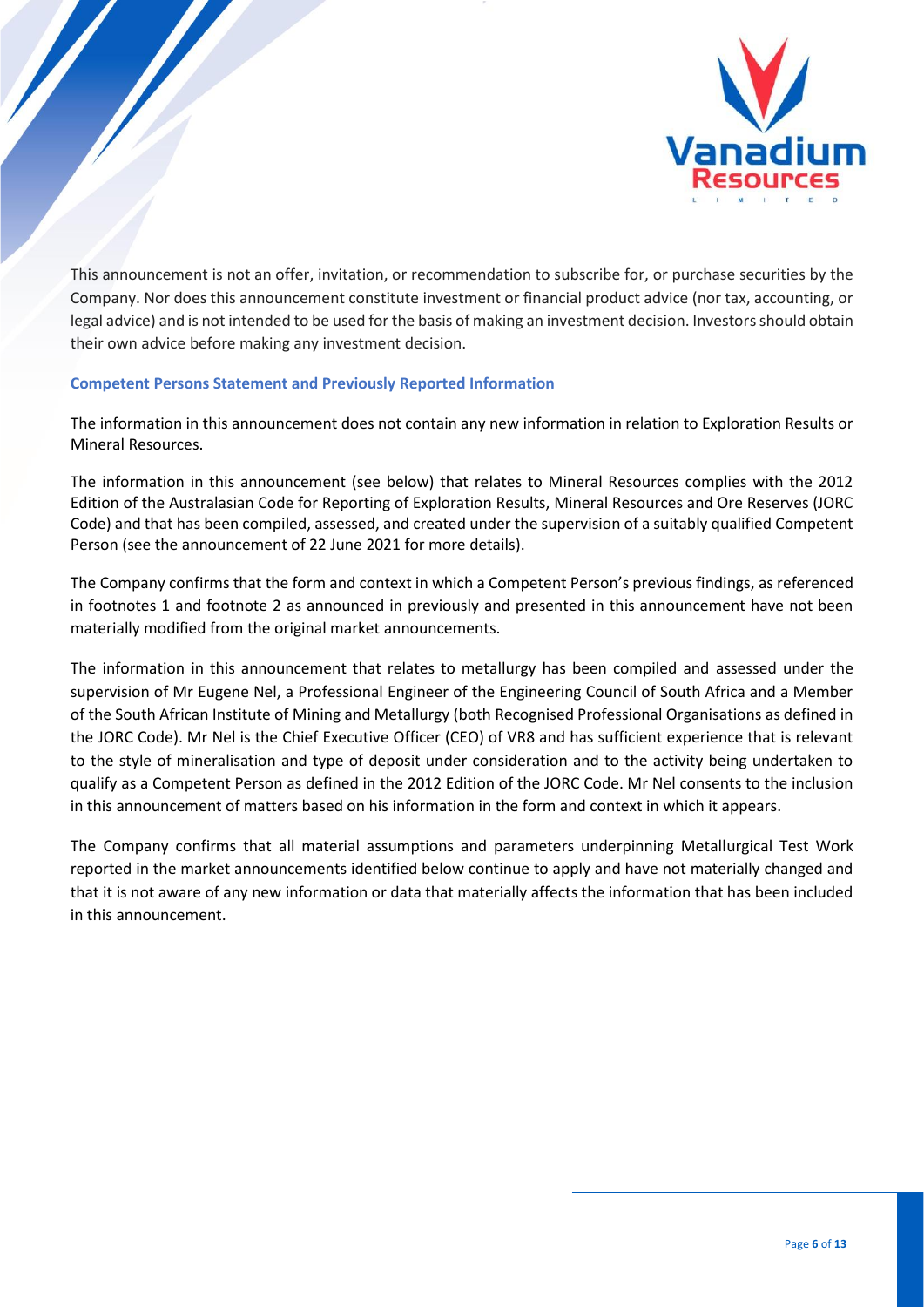This announcement is not an offer, invitation, or recommendation to subscribe for, or purchase securities by the Company. Nor does this announcement constitute investment or financial product advice (nor tax, accounting, or legal advice) and is not intended to be used for the basis of making an investment decision. Investors should obtain their own advice before making any investment decision.

### Competent Persons Statement and Previously Reported Information

The information in this announcement does not contain any new information in relation to Exploration Results or Mineral Resources.

The information in this announcement (see below) that relates to Mineral Resources complies with the 2012 Edition of the Australasian Code for Reporting of Exploration Results, Mineral Resources and Ore Reserves (JORC Code) and that has been compiled, assessed, and created under the supervision of a suitably qualified Competent Person (see the announcement of 22 June 2021 for more details).

The Company confirms that the form and context in which a Competent Person's previous findings, as referenced in footnotes 1 and footnote 2 as announced in previously and presented in this announcement have not been materially modified from the original market announcements.

The information in this announcement that relates to metallurgy has been compiled and assessed under the supervision of Mr Eugene Nel, a Professional Engineer of the Engineering Council of South Africa and a Member of the South African Institute of Mining and Metallurgy (both Recognised Professional Organisations as defined in the JORC Code). Mr Nel is the Chief Executive Officer (CEO) of VR8 and has sufficient experience that is relevant to the style of mineralisation and type of deposit under consideration and to the activity being undertaken to qualify as a Competent Person as defined in the 2012 Edition of the JORC Code. Mr Nel consents to the inclusion in this announcement of matters based on his information in the form and context in which it appears.

The Company confirms that all material assumptions and parameters underpinning Metallurgical Test Work reported in the market announcements identified below continue to apply and have not materially changed and that it is not aware of any new information or data that materially affects the information that has been included in this announcement.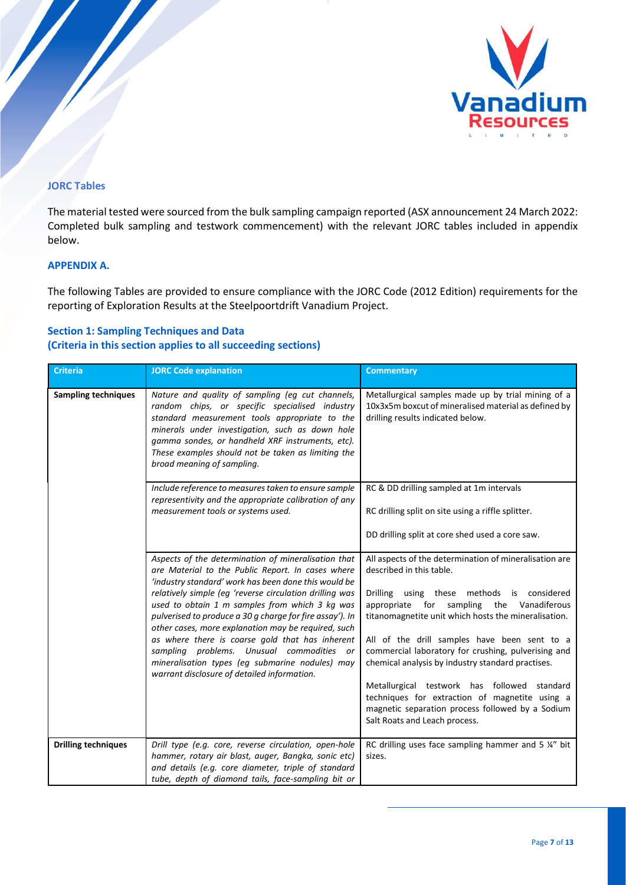## JORC Tables

The material tested were sourced from the bulk sampling campaign reported (ASX announcement 24 March 2022: Completed bulk sampling and testwork commencement) with the relevant JORC tables included in appendix below.

## APPENDIX A.

The following Tables are provided to ensure compliance with the JORC Code (2012 Edition) requirements for the reporting of Exploration Results at the Steelpoortdrift Vanadium Project.

### Section 1: Sampling Techniques and Data
### (Criteria in this section applies to all succeeding sections)

| Criteria | JORC Code explanation | Commentary |
|---|---|---|
| **Sampling techniques** | *Nature and quality of sampling (eg cut channels, random chips, or specific specialised industry standard measurement tools appropriate to the minerals under investigation, such as down hole gamma sondes, or handheld XRF instruments, etc). These examples should not be taken as limiting the broad meaning of sampling.* | Metallurgical samples made up by trial mining of a 10x3x5m boxcut of mineralised material as defined by drilling results indicated below. |
| | *Include reference to measures taken to ensure sample representivity and the appropriate calibration of any measurement tools or systems used.* | RC & DD drilling sampled at 1m intervals<br><br>RC drilling split on site using a riffle splitter.<br><br>DD drilling split at core shed used a core saw. |
| | *Aspects of the determination of mineralisation that are Material to the Public Report. In cases where 'industry standard' work has been done this would be relatively simple (eg 'reverse circulation drilling was used to obtain 1 m samples from which 3 kg was pulverised to produce a 30 g charge for fire assay'). In other cases, more explanation may be required, such as where there is coarse gold that has inherent sampling problems. Unusual commodities or mineralisation types (eg submarine nodules) may warrant disclosure of detailed information.* | All aspects of the determination of mineralisation are described in this table.<br><br>Drilling using these methods is considered appropriate for sampling the Vanadiferous titanomagnetite unit which hosts the mineralisation.<br><br>All of the drill samples have been sent to a commercial laboratory for crushing, pulverising and chemical analysis by industry standard practises.<br><br>Metallurgical testwork has followed standard techniques for extraction of magnetite using a magnetic separation process followed by a Sodium Salt Roats and Leach process. |
| **Drilling techniques** | *Drill type (e.g. core, reverse circulation, open-hole hammer, rotary air blast, auger, Bangka, sonic etc) and details (e.g. core diameter, triple of standard tube, depth of diamond tails, face-sampling bit or* | RC drilling uses face sampling hammer and 5 ¼" bit sizes. |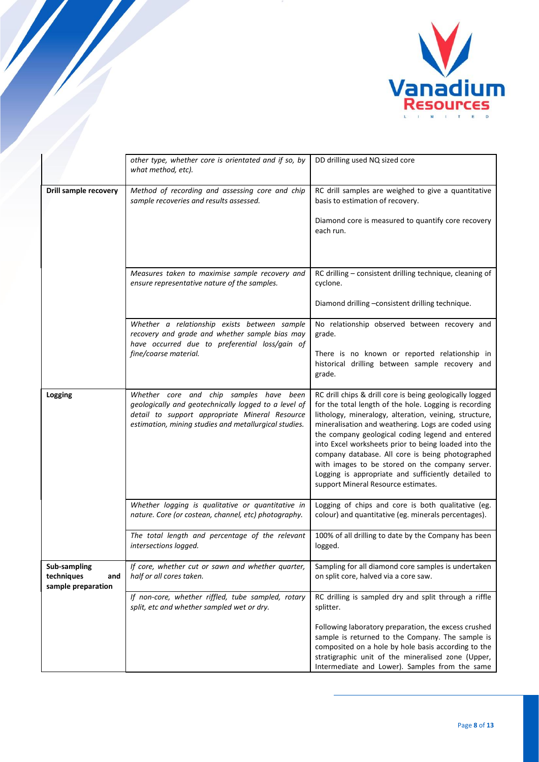| | | |
|---|---|---|
| | *other type, whether core is orientated and if so, by what method, etc).* | DD drilling used NQ sized core |
| **Drill sample recovery** | *Method of recording and assessing core and chip sample recoveries and results assessed.* | RC drill samples are weighed to give a quantitative basis to estimation of recovery.<br><br>Diamond core is measured to quantify core recovery each run. |
| | *Measures taken to maximise sample recovery and ensure representative nature of the samples.* | RC drilling – consistent drilling technique, cleaning of cyclone.<br><br>Diamond drilling –consistent drilling technique. |
| | *Whether a relationship exists between sample recovery and grade and whether sample bias may have occurred due to preferential loss/gain of fine/coarse material.* | No relationship observed between recovery and grade.<br><br>There is no known or reported relationship in historical drilling between sample recovery and grade. |
| **Logging** | *Whether core and chip samples have been geologically and geotechnically logged to a level of detail to support appropriate Mineral Resource estimation, mining studies and metallurgical studies.* | RC drill chips & drill core is being geologically logged for the total length of the hole. Logging is recording lithology, mineralogy, alteration, veining, structure, mineralisation and weathering. Logs are coded using the company geological coding legend and entered into Excel worksheets prior to being loaded into the company database. All core is being photographed with images to be stored on the company server. Logging is appropriate and sufficiently detailed to support Mineral Resource estimates. |
| | *Whether logging is qualitative or quantitative in nature. Core (or costean, channel, etc) photography.* | Logging of chips and core is both qualitative (eg. colour) and quantitative (eg. minerals percentages). |
| | *The total length and percentage of the relevant intersections logged.* | 100% of all drilling to date by the Company has been logged. |
| **Sub-sampling techniques and sample preparation** | *If core, whether cut or sawn and whether quarter, half or all cores taken.* | Sampling for all diamond core samples is undertaken on split core, halved via a core saw. |
| | *If non-core, whether riffled, tube sampled, rotary split, etc and whether sampled wet or dry.* | RC drilling is sampled dry and split through a riffle splitter.<br><br>Following laboratory preparation, the excess crushed sample is returned to the Company. The sample is composited on a hole by hole basis according to the stratigraphic unit of the mineralised zone (Upper, Intermediate and Lower). Samples from the same |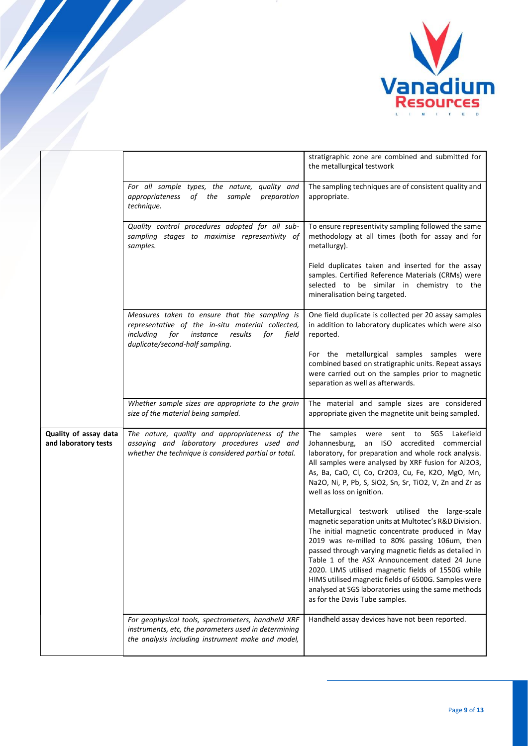| | | |
|---|---|---|
| | | stratigraphic zone are combined and submitted for the metallurgical testwork |
| | *For all sample types, the nature, quality and appropriateness of the sample preparation technique.* | The sampling techniques are of consistent quality and appropriate. |
| | *Quality control procedures adopted for all sub-sampling stages to maximise representivity of samples.* | To ensure representivity sampling followed the same methodology at all times (both for assay and for metallurgy).<br><br>Field duplicates taken and inserted for the assay samples. Certified Reference Materials (CRMs) were selected to be similar in chemistry to the mineralisation being targeted. |
| | *Measures taken to ensure that the sampling is representative of the in-situ material collected, including for instance results for field duplicate/second-half sampling.* | One field duplicate is collected per 20 assay samples in addition to laboratory duplicates which were also reported.<br><br>For the metallurgical samples samples were combined based on stratigraphic units. Repeat assays were carried out on the samples prior to magnetic separation as well as afterwards. |
| | *Whether sample sizes are appropriate to the grain size of the material being sampled.* | The material and sample sizes are considered appropriate given the magnetite unit being sampled. |
| **Quality of assay data and laboratory tests** | *The nature, quality and appropriateness of the assaying and laboratory procedures used and whether the technique is considered partial or total.* | The samples were sent to SGS Lakefield Johannesburg, an ISO accredited commercial laboratory, for preparation and whole rock analysis. All samples were analysed by XRF fusion for $Al_2O_3$, As, Ba, CaO, Cl, Co, $Cr_2O_3$, Cu, Fe, $K_2O$, MgO, Mn, $Na_2O$, Ni, P, Pb, S, $SiO_2$, Sn, Sr, $TiO_2$, V, Zn and Zr as well as loss on ignition.<br><br>Metallurgical testwork utilised the large-scale magnetic separation units at Multotec's R&D Division. The initial magnetic concentrate produced in May 2019 was re-milled to 80% passing 106um, then passed through varying magnetic fields as detailed in Table 1 of the ASX Announcement dated 24 June 2020. LIMS utilised magnetic fields of 1550G while HIMS utilised magnetic fields of 6500G. Samples were analysed at SGS laboratories using the same methods as for the Davis Tube samples. |
| | *For geophysical tools, spectrometers, handheld XRF instruments, etc, the parameters used in determining the analysis including instrument make and model,* | Handheld assay devices have not been reported. |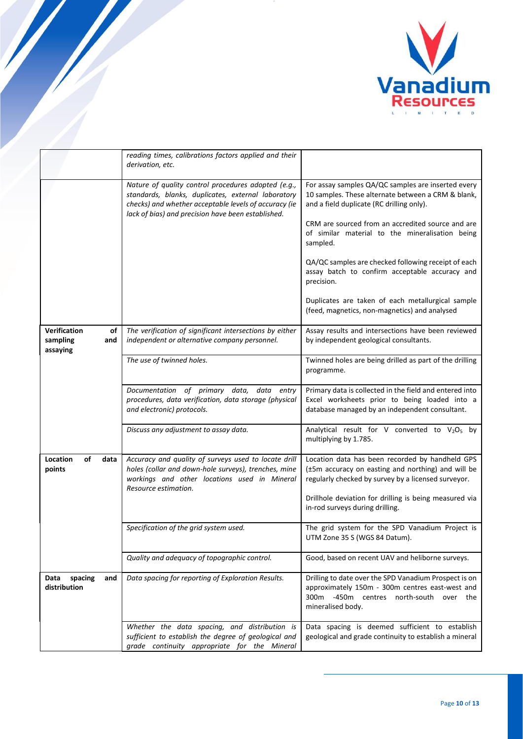| | | |
|---|---|---|
| | *reading times, calibrations factors applied and their derivation, etc.* | |
| | *Nature of quality control procedures adopted (e.g., standards, blanks, duplicates, external laboratory checks) and whether acceptable levels of accuracy (ie lack of bias) and precision have been established.* | For assay samples QA/QC samples are inserted every 10 samples. These alternate between a CRM & blank, and a field duplicate (RC drilling only).<br><br>CRM are sourced from an accredited source and are of similar material to the mineralisation being sampled.<br><br>QA/QC samples are checked following receipt of each assay batch to confirm acceptable accuracy and precision.<br><br>Duplicates are taken of each metallurgical sample (feed, magnetics, non-magnetics) and analysed |
| **Verification of sampling and assaying** | *The verification of significant intersections by either independent or alternative company personnel.* | Assay results and intersections have been reviewed by independent geological consultants. |
| | *The use of twinned holes.* | Twinned holes are being drilled as part of the drilling programme. |
| | *Documentation of primary data, data entry procedures, data verification, data storage (physical and electronic) protocols.* | Primary data is collected in the field and entered into Excel worksheets prior to being loaded into a database managed by an independent consultant. |
| | *Discuss any adjustment to assay data.* | Analytical result for V converted to $V_2O_5$ by multiplying by 1.785. |
| **Location of data points** | *Accuracy and quality of surveys used to locate drill holes (collar and down-hole surveys), trenches, mine workings and other locations used in Mineral Resource estimation.* | Location data has been recorded by handheld GPS (±5m accuracy on easting and northing) and will be regularly checked by survey by a licensed surveyor.<br><br>Drillhole deviation for drilling is being measured via in-rod surveys during drilling. |
| | *Specification of the grid system used.* | The grid system for the SPD Vanadium Project is UTM Zone 35 S (WGS 84 Datum). |
| | *Quality and adequacy of topographic control.* | Good, based on recent UAV and heliborne surveys. |
| **Data spacing and distribution** | *Data spacing for reporting of Exploration Results.* | Drilling to date over the SPD Vanadium Prospect is on approximately 150m - 300m centres east-west and 300m -450m centres north-south over the mineralised body. |
| | *Whether the data spacing, and distribution is sufficient to establish the degree of geological and grade continuity appropriate for the Mineral* | Data spacing is deemed sufficient to establish geological and grade continuity to establish a mineral |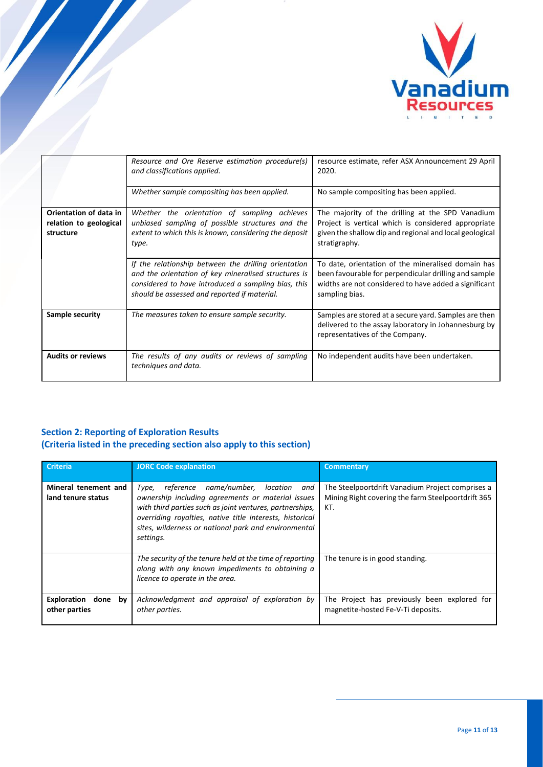| | | |
|---|---|---|
| | *Resource and Ore Reserve estimation procedure(s) and classifications applied.* | resource estimate, refer ASX Announcement 29 April 2020. |
| | *Whether sample compositing has been applied.* | No sample compositing has been applied. |
| **Orientation of data in relation to geological structure** | *Whether the orientation of sampling achieves unbiased sampling of possible structures and the extent to which this is known, considering the deposit type.* | The majority of the drilling at the SPD Vanadium Project is vertical which is considered appropriate given the shallow dip and regional and local geological stratigraphy. |
| | *If the relationship between the drilling orientation and the orientation of key mineralised structures is considered to have introduced a sampling bias, this should be assessed and reported if material.* | To date, orientation of the mineralised domain has been favourable for perpendicular drilling and sample widths are not considered to have added a significant sampling bias. |
| **Sample security** | *The measures taken to ensure sample security.* | Samples are stored at a secure yard. Samples are then delivered to the assay laboratory in Johannesburg by representatives of the Company. |
| **Audits or reviews** | *The results of any audits or reviews of sampling techniques and data.* | No independent audits have been undertaken. |

## Section 2: Reporting of Exploration Results
## (Criteria listed in the preceding section also apply to this section)

| Criteria | JORC Code explanation | Commentary |
|---|---|---|
| **Mineral tenement and land tenure status** | *Type, reference name/number, location and ownership including agreements or material issues with third parties such as joint ventures, partnerships, overriding royalties, native title interests, historical sites, wilderness or national park and environmental settings.* | The Steelpoortdrift Vanadium Project comprises a Mining Right covering the farm Steelpoortdrift 365 KT. |
| | *The security of the tenure held at the time of reporting along with any known impediments to obtaining a licence to operate in the area.* | The tenure is in good standing. |
| **Exploration done by other parties** | *Acknowledgment and appraisal of exploration by other parties.* | The Project has previously been explored for magnetite-hosted Fe-V-Ti deposits. |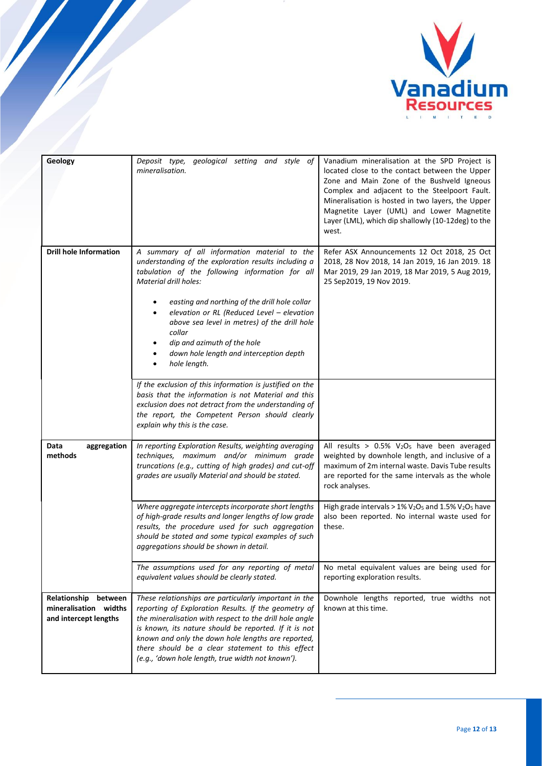| | | |
|---|---|---|
| **Geology** | *Deposit type, geological setting and style of mineralisation.* | Vanadium mineralisation at the SPD Project is located close to the contact between the Upper Zone and Main Zone of the Bushveld Igneous Complex and adjacent to the Steelpoort Fault. Mineralisation is hosted in two layers, the Upper Magnetite Layer (UML) and Lower Magnetite Layer (LML), which dip shallowly (10-12deg) to the west. |
| **Drill hole Information** | *A summary of all information material to the understanding of the exploration results including a tabulation of the following information for all Material drill holes:*<br>• *easting and northing of the drill hole collar*<br>• *elevation or RL (Reduced Level – elevation above sea level in metres) of the drill hole collar*<br>• *dip and azimuth of the hole*<br>• *down hole length and interception depth*<br>• *hole length.* | Refer ASX Announcements 12 Oct 2018, 25 Oct 2018, 28 Nov 2018, 14 Jan 2019, 16 Jan 2019. 18 Mar 2019, 29 Jan 2019, 18 Mar 2019, 5 Aug 2019, 25 Sep2019, 19 Nov 2019. |
| | *If the exclusion of this information is justified on the basis that the information is not Material and this exclusion does not detract from the understanding of the report, the Competent Person should clearly explain why this is the case.* | |
| **Data aggregation methods** | *In reporting Exploration Results, weighting averaging techniques, maximum and/or minimum grade truncations (e.g., cutting of high grades) and cut-off grades are usually Material and should be stated.* | All results > 0.5% $V_2O_5$ have been averaged weighted by downhole length, and inclusive of a maximum of 2m internal waste. Davis Tube results are reported for the same intervals as the whole rock analyses. |
| | *Where aggregate intercepts incorporate short lengths of high-grade results and longer lengths of low grade results, the procedure used for such aggregation should be stated and some typical examples of such aggregations should be shown in detail.* | High grade intervals > 1% $V_2O_5$ and 1.5% $V_2O_5$ have also been reported. No internal waste used for these. |
| | *The assumptions used for any reporting of metal equivalent values should be clearly stated.* | No metal equivalent values are being used for reporting exploration results. |
| **Relationship between mineralisation widths and intercept lengths** | *These relationships are particularly important in the reporting of Exploration Results. If the geometry of the mineralisation with respect to the drill hole angle is known, its nature should be reported. If it is not known and only the down hole lengths are reported, there should be a clear statement to this effect (e.g., 'down hole length, true width not known').* | Downhole lengths reported, true widths not known at this time. |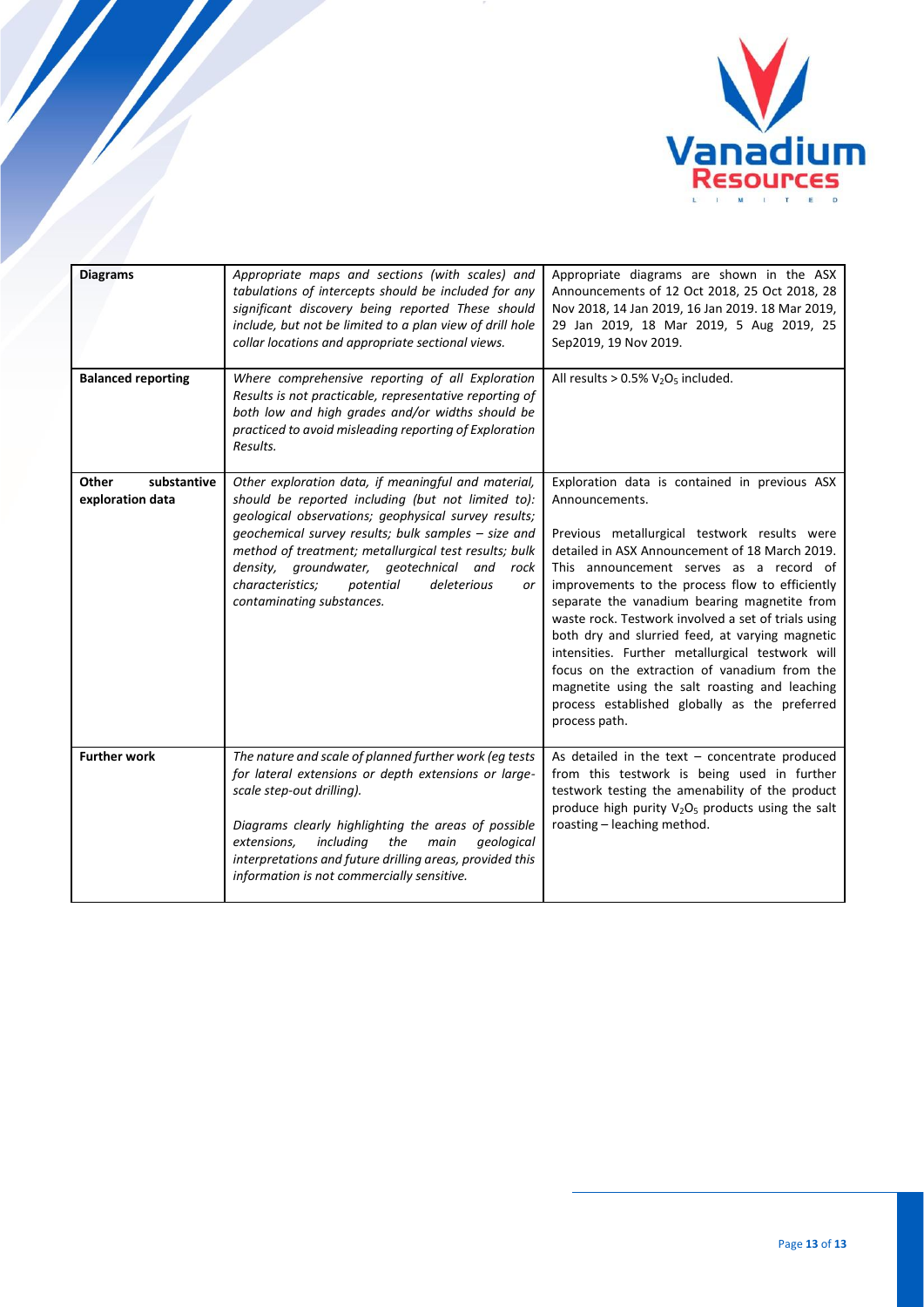| | | |
|---|---|---|
| **Diagrams** | *Appropriate maps and sections (with scales) and tabulations of intercepts should be included for any significant discovery being reported These should include, but not be limited to a plan view of drill hole collar locations and appropriate sectional views.* | Appropriate diagrams are shown in the ASX Announcements of 12 Oct 2018, 25 Oct 2018, 28 Nov 2018, 14 Jan 2019, 16 Jan 2019. 18 Mar 2019, 29 Jan 2019, 18 Mar 2019, 5 Aug 2019, 25 Sep2019, 19 Nov 2019. |
| **Balanced reporting** | *Where comprehensive reporting of all Exploration Results is not practicable, representative reporting of both low and high grades and/or widths should be practiced to avoid misleading reporting of Exploration Results.* | All results > 0.5% $V_2O_5$ included. |
| **Other substantive exploration data** | *Other exploration data, if meaningful and material, should be reported including (but not limited to): geological observations; geophysical survey results; geochemical survey results; bulk samples – size and method of treatment; metallurgical test results; bulk density, groundwater, geotechnical and rock characteristics; potential deleterious or contaminating substances.* | Exploration data is contained in previous ASX Announcements.<br><br>Previous metallurgical testwork results were detailed in ASX Announcement of 18 March 2019. This announcement serves as a record of improvements to the process flow to efficiently separate the vanadium bearing magnetite from waste rock. Testwork involved a set of trials using both dry and slurried feed, at varying magnetic intensities. Further metallurgical testwork will focus on the extraction of vanadium from the magnetite using the salt roasting and leaching process established globally as the preferred process path. |
| **Further work** | *The nature and scale of planned further work (eg tests for lateral extensions or depth extensions or large-scale step-out drilling).*<br><br>*Diagrams clearly highlighting the areas of possible extensions, including the main geological interpretations and future drilling areas, provided this information is not commercially sensitive.* | As detailed in the text – concentrate produced from this testwork is being used in further testwork testing the amenability of the product produce high purity $V_2O_5$ products using the salt roasting – leaching method. |